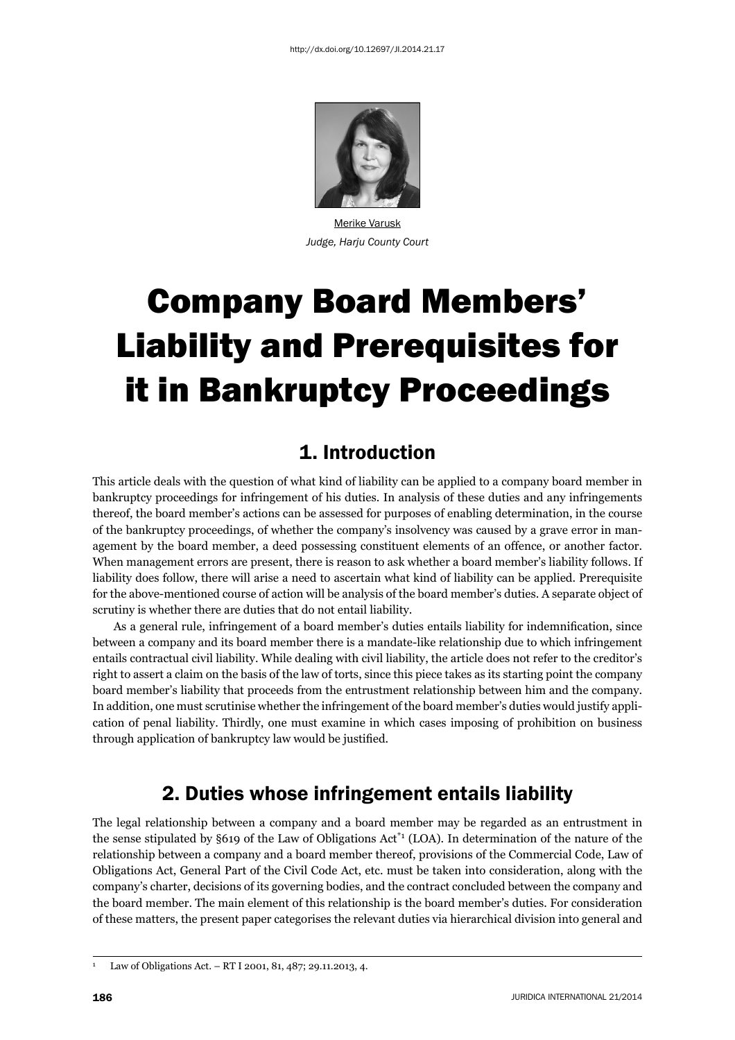http://dx.doi.org/10.12697/JI.2014.21.17

Merike Varusk
*Judge, Harju County Court*

# Company Board Members' Liability and Prerequisites for it in Bankruptcy Proceedings

## 1. Introduction

This article deals with the question of what kind of liability can be applied to a company board member in bankruptcy proceedings for infringement of his duties. In analysis of these duties and any infringements thereof, the board member's actions can be assessed for purposes of enabling determination, in the course of the bankruptcy proceedings, of whether the company's insolvency was caused by a grave error in management by the board member, a deed possessing constituent elements of an offence, or another factor. When management errors are present, there is reason to ask whether a board member's liability follows. If liability does follow, there will arise a need to ascertain what kind of liability can be applied. Prerequisite for the above-mentioned course of action will be analysis of the board member's duties. A separate object of scrutiny is whether there are duties that do not entail liability.

As a general rule, infringement of a board member's duties entails liability for indemnification, since between a company and its board member there is a mandate-like relationship due to which infringement entails contractual civil liability. While dealing with civil liability, the article does not refer to the creditor's right to assert a claim on the basis of the law of torts, since this piece takes as its starting point the company board member's liability that proceeds from the entrustment relationship between him and the company. In addition, one must scrutinise whether the infringement of the board member's duties would justify application of penal liability. Thirdly, one must examine in which cases imposing of prohibition on business through application of bankruptcy law would be justified.

## 2. Duties whose infringement entails liability

The legal relationship between a company and a board member may be regarded as an entrustment in the sense stipulated by §619 of the Law of Obligations Act*[1] (LOA). In determination of the nature of the relationship between a company and a board member thereof, provisions of the Commercial Code, Law of Obligations Act, General Part of the Civil Code Act, etc. must be taken into consideration, along with the company's charter, decisions of its governing bodies, and the contract concluded between the company and the board member. The main element of this relationship is the board member's duties. For consideration of these matters, the present paper categorises the relevant duties via hierarchical division into general and

[1] Law of Obligations Act. – RT I 2001, 81, 487; 29.11.2013, 4.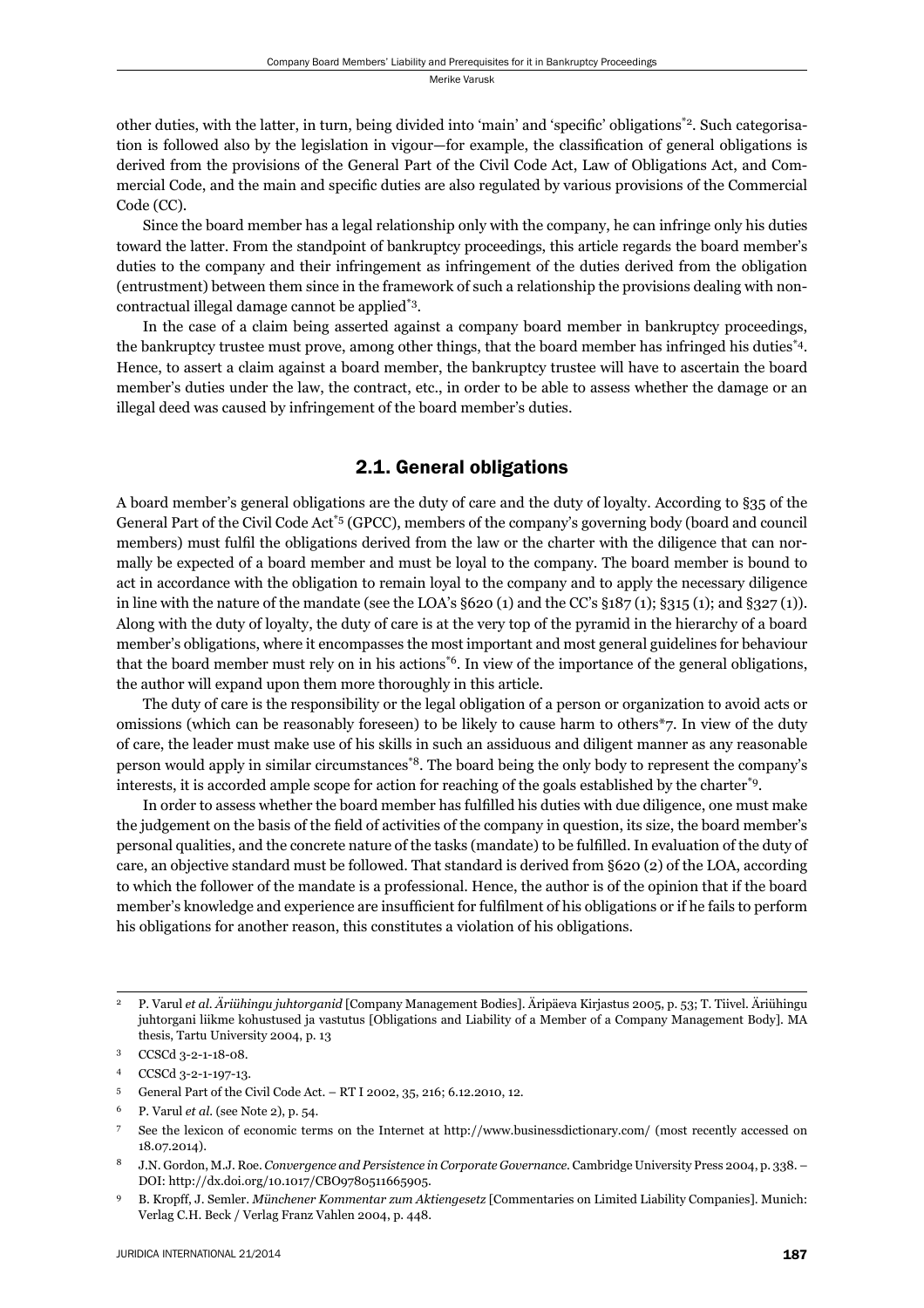other duties, with the latter, in turn, being divided into 'main' and 'specific' obligations[*2]. Such categorisation is followed also by the legislation in vigour—for example, the classification of general obligations is derived from the provisions of the General Part of the Civil Code Act, Law of Obligations Act, and Commercial Code, and the main and specific duties are also regulated by various provisions of the Commercial Code (CC).

Since the board member has a legal relationship only with the company, he can infringe only his duties toward the latter. From the standpoint of bankruptcy proceedings, this article regards the board member's duties to the company and their infringement as infringement of the duties derived from the obligation (entrustment) between them since in the framework of such a relationship the provisions dealing with non-contractual illegal damage cannot be applied[*3].

In the case of a claim being asserted against a company board member in bankruptcy proceedings, the bankruptcy trustee must prove, among other things, that the board member has infringed his duties[*4]. Hence, to assert a claim against a board member, the bankruptcy trustee will have to ascertain the board member's duties under the law, the contract, etc., in order to be able to assess whether the damage or an illegal deed was caused by infringement of the board member's duties.

## 2.1. General obligations

A board member's general obligations are the duty of care and the duty of loyalty. According to §35 of the General Part of the Civil Code Act[*5] (GPCC), members of the company's governing body (board and council members) must fulfil the obligations derived from the law or the charter with the diligence that can normally be expected of a board member and must be loyal to the company. The board member is bound to act in accordance with the obligation to remain loyal to the company and to apply the necessary diligence in line with the nature of the mandate (see the LOA's §620 (1) and the CC's §187 (1); §315 (1); and §327 (1)). Along with the duty of loyalty, the duty of care is at the very top of the pyramid in the hierarchy of a board member's obligations, where it encompasses the most important and most general guidelines for behaviour that the board member must rely on in his actions[*6]. In view of the importance of the general obligations, the author will expand upon them more thoroughly in this article.

The duty of care is the responsibility or the legal obligation of a person or organization to avoid acts or omissions (which can be reasonably foreseen) to be likely to cause harm to others*7. In view of the duty of care, the leader must make use of his skills in such an assiduous and diligent manner as any reasonable person would apply in similar circumstances[*8]. The board being the only body to represent the company's interests, it is accorded ample scope for action for reaching of the goals established by the charter[*9].

In order to assess whether the board member has fulfilled his duties with due diligence, one must make the judgement on the basis of the field of activities of the company in question, its size, the board member's personal qualities, and the concrete nature of the tasks (mandate) to be fulfilled. In evaluation of the duty of care, an objective standard must be followed. That standard is derived from §620 (2) of the LOA, according to which the follower of the mandate is a professional. Hence, the author is of the opinion that if the board member's knowledge and experience are insufficient for fulfilment of his obligations or if he fails to perform his obligations for another reason, this constitutes a violation of his obligations.

---

2 P. Varul *et al*. *Äriühingu juhtorganid* [Company Management Bodies]. Äripäeva Kirjastus 2005, p. 53; T. Tiivel. Äriühingu juhtorgani liikme kohustused ja vastutus [Obligations and Liability of a Member of a Company Management Body]. MA thesis, Tartu University 2004, p. 13

3 CCSCd 3-2-1-18-08.

4 CCSCd 3-2-1-197-13.

5 General Part of the Civil Code Act. – RT I 2002, 35, 216; 6.12.2010, 12.

6 P. Varul *et al*. (see Note 2), p. 54.

7 See the lexicon of economic terms on the Internet at http://www.businessdictionary.com/ (most recently accessed on 18.07.2014).

8 J.N. Gordon, M.J. Roe. *Convergence and Persistence in Corporate Governance*. Cambridge University Press 2004, p. 338. – DOI: http://dx.doi.org/10.1017/CBO9780511665905.

9 B. Kropff, J. Semler. *Münchener Kommentar zum Aktiengesetz* [Commentaries on Limited Liability Companies]. Munich: Verlag C.H. Beck / Verlag Franz Vahlen 2004, p. 448.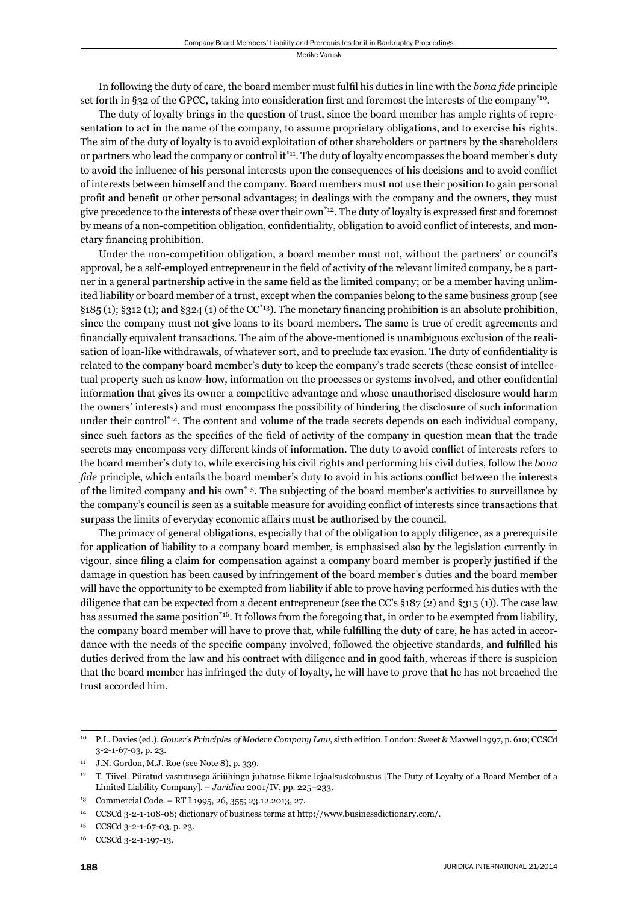In following the duty of care, the board member must fulfil his duties in line with the *bona fide* principle set forth in §32 of the GPCC, taking into consideration first and foremost the interests of the company[*10].

The duty of loyalty brings in the question of trust, since the board member has ample rights of representation to act in the name of the company, to assume proprietary obligations, and to exercise his rights. The aim of the duty of loyalty is to avoid exploitation of other shareholders or partners by the shareholders or partners who lead the company or control it[*11]. The duty of loyalty encompasses the board member's duty to avoid the influence of his personal interests upon the consequences of his decisions and to avoid conflict of interests between himself and the company. Board members must not use their position to gain personal profit and benefit or other personal advantages; in dealings with the company and the owners, they must give precedence to the interests of these over their own[*12]. The duty of loyalty is expressed first and foremost by means of a non-competition obligation, confidentiality, obligation to avoid conflict of interests, and monetary financing prohibition.

Under the non-competition obligation, a board member must not, without the partners' or council's approval, be a self-employed entrepreneur in the field of activity of the relevant limited company, be a partner in a general partnership active in the same field as the limited company; or be a member having unlimited liability or board member of a trust, except when the companies belong to the same business group (see §185 (1); §312 (1); and §324 (1) of the CC[*13]). The monetary financing prohibition is an absolute prohibition, since the company must not give loans to its board members. The same is true of credit agreements and financially equivalent transactions. The aim of the above-mentioned is unambiguous exclusion of the realisation of loan-like withdrawals, of whatever sort, and to preclude tax evasion. The duty of confidentiality is related to the company board member's duty to keep the company's trade secrets (these consist of intellectual property such as know-how, information on the processes or systems involved, and other confidential information that gives its owner a competitive advantage and whose unauthorised disclosure would harm the owners' interests) and must encompass the possibility of hindering the disclosure of such information under their control[*14]. The content and volume of the trade secrets depends on each individual company, since such factors as the specifics of the field of activity of the company in question mean that the trade secrets may encompass very different kinds of information. The duty to avoid conflict of interests refers to the board member's duty to, while exercising his civil rights and performing his civil duties, follow the *bona fide* principle, which entails the board member's duty to avoid in his actions conflict between the interests of the limited company and his own[*15]. The subjecting of the board member's activities to surveillance by the company's council is seen as a suitable measure for avoiding conflict of interests since transactions that surpass the limits of everyday economic affairs must be authorised by the council.

The primacy of general obligations, especially that of the obligation to apply diligence, as a prerequisite for application of liability to a company board member, is emphasised also by the legislation currently in vigour, since filing a claim for compensation against a company board member is properly justified if the damage in question has been caused by infringement of the board member's duties and the board member will have the opportunity to be exempted from liability if able to prove having performed his duties with the diligence that can be expected from a decent entrepreneur (see the CC's §187 (2) and §315 (1)). The case law has assumed the same position[*16]. It follows from the foregoing that, in order to be exempted from liability, the company board member will have to prove that, while fulfilling the duty of care, he has acted in accordance with the needs of the specific company involved, followed the objective standards, and fulfilled his duties derived from the law and his contract with diligence and in good faith, whereas if there is suspicion that the board member has infringed the duty of loyalty, he will have to prove that he has not breached the trust accorded him.

---

[10] P.L. Davies (ed.). *Gower's Principles of Modern Company Law*, sixth edition. London: Sweet & Maxwell 1997, p. 610; CCSCd 3-2-1-67-03, p. 23.

[11] J.N. Gordon, M.J. Roe (see Note 8), p. 339.

[12] T. Tiivel. Piiratud vastutusega äriühingu juhatuse liikme lojaalsuskohustus [The Duty of Loyalty of a Board Member of a Limited Liability Company]. – *Juridica* 2001/IV, pp. 225–233.

[13] Commercial Code. – RT I 1995, 26, 355; 23.12.2013, 27.

[14] CCSCd 3-2-1-108-08; dictionary of business terms at http://www.businessdictionary.com/.

[15] CCSCd 3-2-1-67-03, p. 23.

[16] CCSCd 3-2-1-197-13.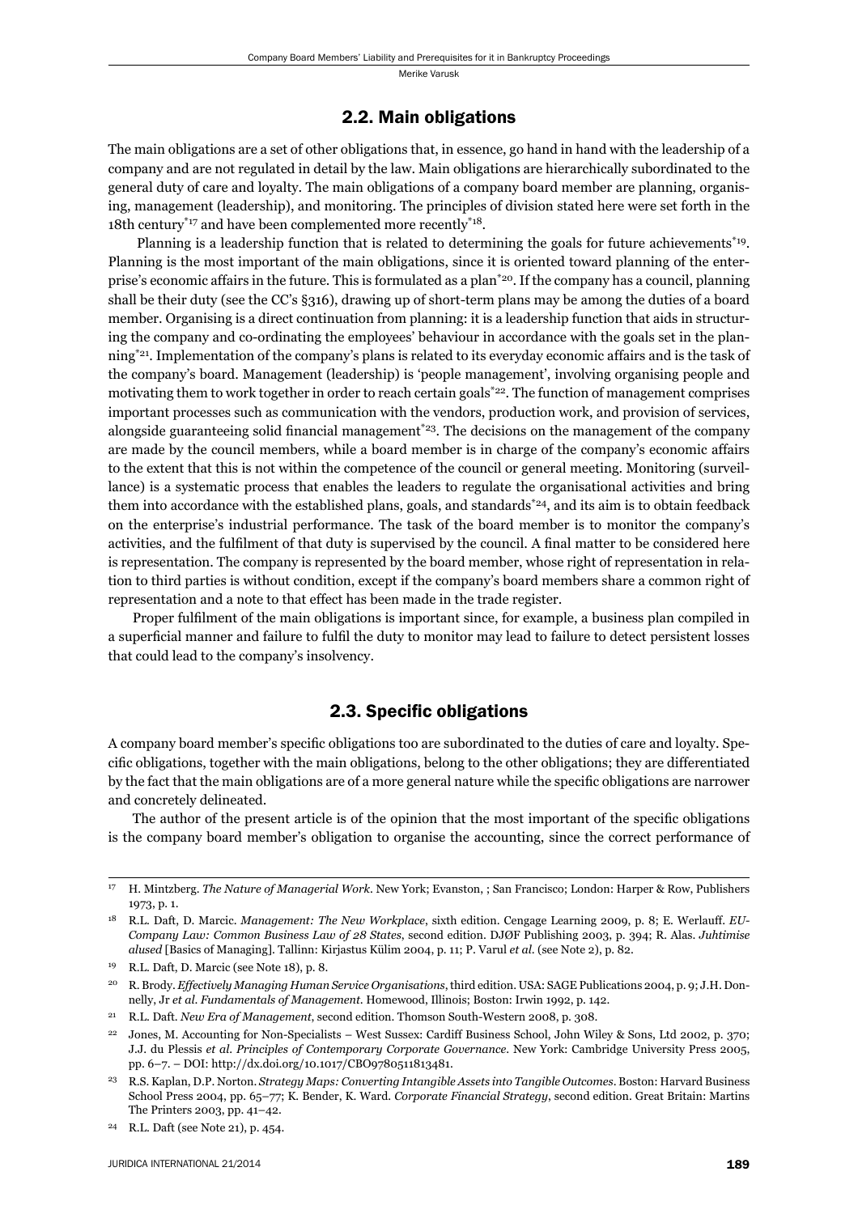## 2.2. Main obligations

The main obligations are a set of other obligations that, in essence, go hand in hand with the leadership of a company and are not regulated in detail by the law. Main obligations are hierarchically subordinated to the general duty of care and loyalty. The main obligations of a company board member are planning, organising, management (leadership), and monitoring. The principles of division stated here were set forth in the 18th century[*17] and have been complemented more recently[*18].

Planning is a leadership function that is related to determining the goals for future achievements[*19]. Planning is the most important of the main obligations, since it is oriented toward planning of the enterprise's economic affairs in the future. This is formulated as a plan[*20]. If the company has a council, planning shall be their duty (see the CC's §316), drawing up of short-term plans may be among the duties of a board member. Organising is a direct continuation from planning: it is a leadership function that aids in structuring the company and co-ordinating the employees' behaviour in accordance with the goals set in the planning[*21]. Implementation of the company's plans is related to its everyday economic affairs and is the task of the company's board. Management (leadership) is 'people management', involving organising people and motivating them to work together in order to reach certain goals[*22]. The function of management comprises important processes such as communication with the vendors, production work, and provision of services, alongside guaranteeing solid financial management[*23]. The decisions on the management of the company are made by the council members, while a board member is in charge of the company's economic affairs to the extent that this is not within the competence of the council or general meeting. Monitoring (surveillance) is a systematic process that enables the leaders to regulate the organisational activities and bring them into accordance with the established plans, goals, and standards[*24], and its aim is to obtain feedback on the enterprise's industrial performance. The task of the board member is to monitor the company's activities, and the fulfilment of that duty is supervised by the council. A final matter to be considered here is representation. The company is represented by the board member, whose right of representation in relation to third parties is without condition, except if the company's board members share a common right of representation and a note to that effect has been made in the trade register.

Proper fulfilment of the main obligations is important since, for example, a business plan compiled in a superficial manner and failure to fulfil the duty to monitor may lead to failure to detect persistent losses that could lead to the company's insolvency.

## 2.3. Specific obligations

A company board member's specific obligations too are subordinated to the duties of care and loyalty. Specific obligations, together with the main obligations, belong to the other obligations; they are differentiated by the fact that the main obligations are of a more general nature while the specific obligations are narrower and concretely delineated.

The author of the present article is of the opinion that the most important of the specific obligations is the company board member's obligation to organise the accounting, since the correct performance of

---

17 H. Mintzberg. *The Nature of Managerial Work*. New York; Evanston, ; San Francisco; London: Harper & Row, Publishers 1973, p. 1.

18 R.L. Daft, D. Marcic. *Management: The New Workplace*, sixth edition. Cengage Learning 2009, p. 8; E. Werlauff. *EU-Company Law: Common Business Law of 28 States*, second edition. DJØF Publishing 2003, p. 394; R. Alas. *Juhtimise alused* [Basics of Managing]. Tallinn: Kirjastus Külim 2004, p. 11; P. Varul *et al.* (see Note 2), p. 82.

19 R.L. Daft, D. Marcic (see Note 18), p. 8.

20 R. Brody. *Effectively Managing Human Service Organisations*, third edition. USA: SAGE Publications 2004, p. 9; J.H. Donnelly, Jr *et al. Fundamentals of Management*. Homewood, Illinois; Boston: Irwin 1992, p. 142.

21 R.L. Daft. *New Era of Management*, second edition. Thomson South-Western 2008, p. 308.

22 Jones, M. Accounting for Non-Specialists – West Sussex: Cardiff Business School, John Wiley & Sons, Ltd 2002, p. 370; J.J. du Plessis *et al. Principles of Contemporary Corporate Governance*. New York: Cambridge University Press 2005, pp. 6–7. – DOI: http://dx.doi.org/10.1017/CBO9780511813481.

23 R.S. Kaplan, D.P. Norton. *Strategy Maps: Converting Intangible Assets into Tangible Outcomes*. Boston: Harvard Business School Press 2004, pp. 65–77; K. Bender, K. Ward. *Corporate Financial Strategy*, second edition. Great Britain: Martins The Printers 2003, pp. 41–42.

24 R.L. Daft (see Note 21), p. 454.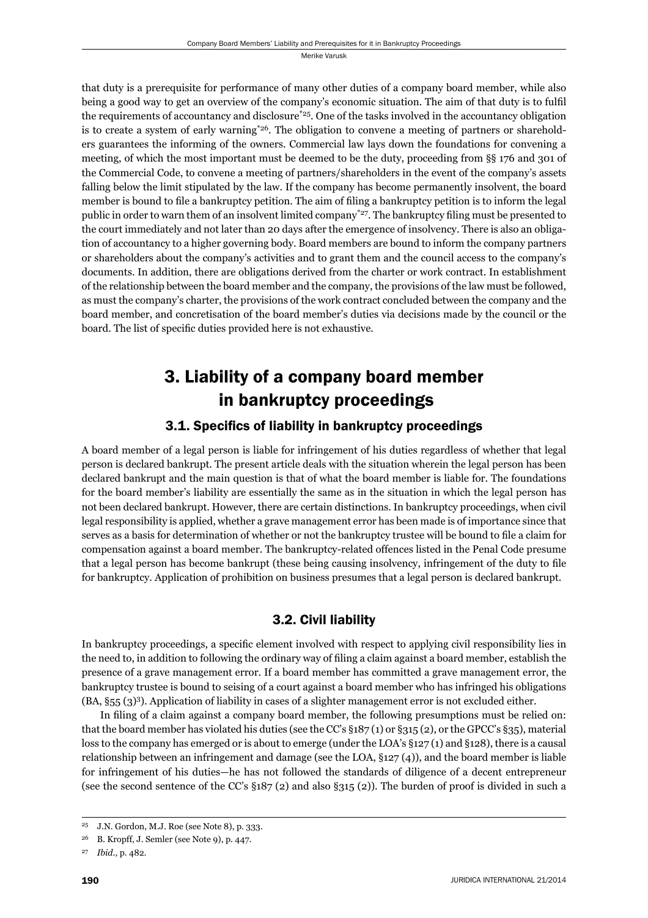that duty is a prerequisite for performance of many other duties of a company board member, while also being a good way to get an overview of the company's economic situation. The aim of that duty is to fulfil the requirements of accountancy and disclosure*[25]. One of the tasks involved in the accountancy obligation is to create a system of early warning*[26]. The obligation to convene a meeting of partners or shareholders guarantees the informing of the owners. Commercial law lays down the foundations for convening a meeting, of which the most important must be deemed to be the duty, proceeding from §§ 176 and 301 of the Commercial Code, to convene a meeting of partners/shareholders in the event of the company's assets falling below the limit stipulated by the law. If the company has become permanently insolvent, the board member is bound to file a bankruptcy petition. The aim of filing a bankruptcy petition is to inform the legal public in order to warn them of an insolvent limited company*[27]. The bankruptcy filing must be presented to the court immediately and not later than 20 days after the emergence of insolvency. There is also an obligation of accountancy to a higher governing body. Board members are bound to inform the company partners or shareholders about the company's activities and to grant them and the council access to the company's documents. In addition, there are obligations derived from the charter or work contract. In establishment of the relationship between the board member and the company, the provisions of the law must be followed, as must the company's charter, the provisions of the work contract concluded between the company and the board member, and concretisation of the board member's duties via decisions made by the council or the board. The list of specific duties provided here is not exhaustive.

# 3. Liability of a company board member in bankruptcy proceedings

## 3.1. Specifics of liability in bankruptcy proceedings

A board member of a legal person is liable for infringement of his duties regardless of whether that legal person is declared bankrupt. The present article deals with the situation wherein the legal person has been declared bankrupt and the main question is that of what the board member is liable for. The foundations for the board member's liability are essentially the same as in the situation in which the legal person has not been declared bankrupt. However, there are certain distinctions. In bankruptcy proceedings, when civil legal responsibility is applied, whether a grave management error has been made is of importance since that serves as a basis for determination of whether or not the bankruptcy trustee will be bound to file a claim for compensation against a board member. The bankruptcy-related offences listed in the Penal Code presume that a legal person has become bankrupt (these being causing insolvency, infringement of the duty to file for bankruptcy. Application of prohibition on business presumes that a legal person is declared bankrupt.

## 3.2. Civil liability

In bankruptcy proceedings, a specific element involved with respect to applying civil responsibility lies in the need to, in addition to following the ordinary way of filing a claim against a board member, establish the presence of a grave management error. If a board member has committed a grave management error, the bankruptcy trustee is bound to seising of a court against a board member who has infringed his obligations (BA, §55 (3)[3]). Application of liability in cases of a slighter management error is not excluded either.

In filing of a claim against a company board member, the following presumptions must be relied on: that the board member has violated his duties (see the CC's §187 (1) or §315 (2), or the GPCC's §35), material loss to the company has emerged or is about to emerge (under the LOA's §127 (1) and §128), there is a causal relationship between an infringement and damage (see the LOA, §127 (4)), and the board member is liable for infringement of his duties—he has not followed the standards of diligence of a decent entrepreneur (see the second sentence of the CC's §187 (2) and also §315 (2)). The burden of proof is divided in such a

---

[25] J.N. Gordon, M.J. Roe (see Note 8), p. 333.

[26] B. Kropff, J. Semler (see Note 9), p. 447.

[27] *Ibid*., p. 482.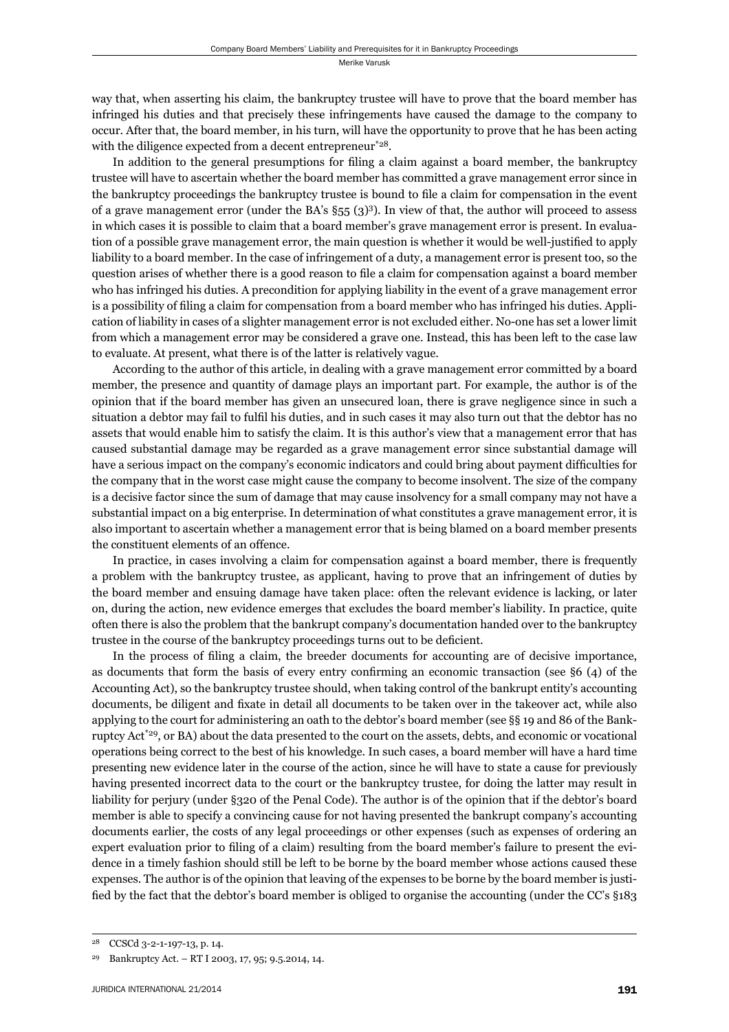way that, when asserting his claim, the bankruptcy trustee will have to prove that the board member has infringed his duties and that precisely these infringements have caused the damage to the company to occur. After that, the board member, in his turn, will have the opportunity to prove that he has been acting with the diligence expected from a decent entrepreneur[*28].

In addition to the general presumptions for filing a claim against a board member, the bankruptcy trustee will have to ascertain whether the board member has committed a grave management error since in the bankruptcy proceedings the bankruptcy trustee is bound to file a claim for compensation in the event of a grave management error (under the BA's §55 (3)[3]). In view of that, the author will proceed to assess in which cases it is possible to claim that a board member's grave management error is present. In evaluation of a possible grave management error, the main question is whether it would be well-justified to apply liability to a board member. In the case of infringement of a duty, a management error is present too, so the question arises of whether there is a good reason to file a claim for compensation against a board member who has infringed his duties. A precondition for applying liability in the event of a grave management error is a possibility of filing a claim for compensation from a board member who has infringed his duties. Application of liability in cases of a slighter management error is not excluded either. No-one has set a lower limit from which a management error may be considered a grave one. Instead, this has been left to the case law to evaluate. At present, what there is of the latter is relatively vague.

According to the author of this article, in dealing with a grave management error committed by a board member, the presence and quantity of damage plays an important part. For example, the author is of the opinion that if the board member has given an unsecured loan, there is grave negligence since in such a situation a debtor may fail to fulfil his duties, and in such cases it may also turn out that the debtor has no assets that would enable him to satisfy the claim. It is this author's view that a management error that has caused substantial damage may be regarded as a grave management error since substantial damage will have a serious impact on the company's economic indicators and could bring about payment difficulties for the company that in the worst case might cause the company to become insolvent. The size of the company is a decisive factor since the sum of damage that may cause insolvency for a small company may not have a substantial impact on a big enterprise. In determination of what constitutes a grave management error, it is also important to ascertain whether a management error that is being blamed on a board member presents the constituent elements of an offence.

In practice, in cases involving a claim for compensation against a board member, there is frequently a problem with the bankruptcy trustee, as applicant, having to prove that an infringement of duties by the board member and ensuing damage have taken place: often the relevant evidence is lacking, or later on, during the action, new evidence emerges that excludes the board member's liability. In practice, quite often there is also the problem that the bankrupt company's documentation handed over to the bankruptcy trustee in the course of the bankruptcy proceedings turns out to be deficient.

In the process of filing a claim, the breeder documents for accounting are of decisive importance, as documents that form the basis of every entry confirming an economic transaction (see §6 (4) of the Accounting Act), so the bankruptcy trustee should, when taking control of the bankrupt entity's accounting documents, be diligent and fixate in detail all documents to be taken over in the takeover act, while also applying to the court for administering an oath to the debtor's board member (see §§ 19 and 86 of the Bankruptcy Act[*29], or BA) about the data presented to the court on the assets, debts, and economic or vocational operations being correct to the best of his knowledge. In such cases, a board member will have a hard time presenting new evidence later in the course of the action, since he will have to state a cause for previously having presented incorrect data to the court or the bankruptcy trustee, for doing the latter may result in liability for perjury (under §320 of the Penal Code). The author is of the opinion that if the debtor's board member is able to specify a convincing cause for not having presented the bankrupt company's accounting documents earlier, the costs of any legal proceedings or other expenses (such as expenses of ordering an expert evaluation prior to filing of a claim) resulting from the board member's failure to present the evidence in a timely fashion should still be left to be borne by the board member whose actions caused these expenses. The author is of the opinion that leaving of the expenses to be borne by the board member is justified by the fact that the debtor's board member is obliged to organise the accounting (under the CC's §183

---

[28] CCSCd 3-2-1-197-13, p. 14.

[29] Bankruptcy Act. – RT I 2003, 17, 95; 9.5.2014, 14.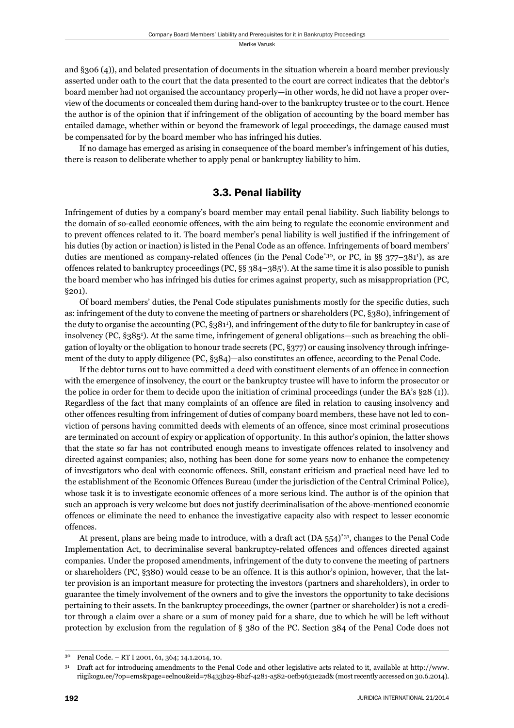and §306 (4)), and belated presentation of documents in the situation wherein a board member previously asserted under oath to the court that the data presented to the court are correct indicates that the debtor's board member had not organised the accountancy properly—in other words, he did not have a proper overview of the documents or concealed them during hand-over to the bankruptcy trustee or to the court. Hence the author is of the opinion that if infringement of the obligation of accounting by the board member has entailed damage, whether within or beyond the framework of legal proceedings, the damage caused must be compensated for by the board member who has infringed his duties.

If no damage has emerged as arising in consequence of the board member's infringement of his duties, there is reason to deliberate whether to apply penal or bankruptcy liability to him.

### 3.3. Penal liability

Infringement of duties by a company's board member may entail penal liability. Such liability belongs to the domain of so-called economic offences, with the aim being to regulate the economic environment and to prevent offences related to it. The board member's penal liability is well justified if the infringement of his duties (by action or inaction) is listed in the Penal Code as an offence. Infringements of board members' duties are mentioned as company-related offences (in the Penal Code*[30], or PC, in §§ 377–381[1]), as are offences related to bankruptcy proceedings (PC, §§ 384–385[1]). At the same time it is also possible to punish the board member who has infringed his duties for crimes against property, such as misappropriation (PC, §201).

Of board members' duties, the Penal Code stipulates punishments mostly for the specific duties, such as: infringement of the duty to convene the meeting of partners or shareholders (PC, §380), infringement of the duty to organise the accounting (PC, §381[1]), and infringement of the duty to file for bankruptcy in case of insolvency (PC, §385[1]). At the same time, infringement of general obligations—such as breaching the obligation of loyalty or the obligation to honour trade secrets (PC, §377) or causing insolvency through infringement of the duty to apply diligence (PC, §384)—also constitutes an offence, according to the Penal Code.

If the debtor turns out to have committed a deed with constituent elements of an offence in connection with the emergence of insolvency, the court or the bankruptcy trustee will have to inform the prosecutor or the police in order for them to decide upon the initiation of criminal proceedings (under the BA's §28 (1)). Regardless of the fact that many complaints of an offence are filed in relation to causing insolvency and other offences resulting from infringement of duties of company board members, these have not led to conviction of persons having committed deeds with elements of an offence, since most criminal prosecutions are terminated on account of expiry or application of opportunity. In this author's opinion, the latter shows that the state so far has not contributed enough means to investigate offences related to insolvency and directed against companies; also, nothing has been done for some years now to enhance the competency of investigators who deal with economic offences. Still, constant criticism and practical need have led to the establishment of the Economic Offences Bureau (under the jurisdiction of the Central Criminal Police), whose task it is to investigate economic offences of a more serious kind. The author is of the opinion that such an approach is very welcome but does not justify decriminalisation of the above-mentioned economic offences or eliminate the need to enhance the investigative capacity also with respect to lesser economic offences.

At present, plans are being made to introduce, with a draft act (DA 554)*[31], changes to the Penal Code Implementation Act, to decriminalise several bankruptcy-related offences and offences directed against companies. Under the proposed amendments, infringement of the duty to convene the meeting of partners or shareholders (PC, §380) would cease to be an offence. It is this author's opinion, however, that the latter provision is an important measure for protecting the investors (partners and shareholders), in order to guarantee the timely involvement of the owners and to give the investors the opportunity to take decisions pertaining to their assets. In the bankruptcy proceedings, the owner (partner or shareholder) is not a creditor through a claim over a share or a sum of money paid for a share, due to which he will be left without protection by exclusion from the regulation of § 380 of the PC. Section 384 of the Penal Code does not

---

[30] Penal Code. – RT I 2001, 61, 364; 14.1.2014, 10.

[31] Draft act for introducing amendments to the Penal Code and other legislative acts related to it, available at http://www.riigikogu.ee/?op=ems&page=eelnou&eid=78433b29-8b2f-4281-a582-0efb9631e2ad& (most recently accessed on 30.6.2014).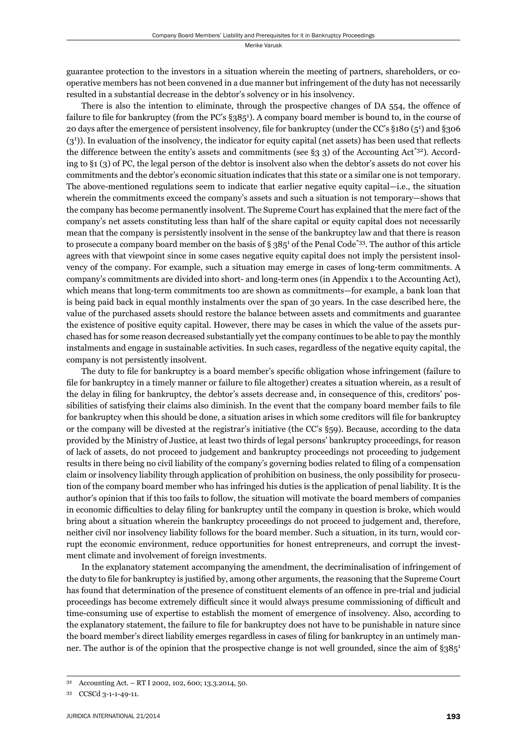guarantee protection to the investors in a situation wherein the meeting of partners, shareholders, or co-operative members has not been convened in a due manner but infringement of the duty has not necessarily resulted in a substantial decrease in the debtor's solvency or in his insolvency.

There is also the intention to eliminate, through the prospective changes of DA 554, the offence of failure to file for bankruptcy (from the PC's §385$^1$). A company board member is bound to, in the course of 20 days after the emergence of persistent insolvency, file for bankruptcy (under the CC's §180 (5$^1$) and §306 (3$^1$)). In evaluation of the insolvency, the indicator for equity capital (net assets) has been used that reflects the difference between the entity's assets and commitments (see §3 3) of the Accounting Act[*32]). According to §1 (3) of PC, the legal person of the debtor is insolvent also when the debtor's assets do not cover his commitments and the debtor's economic situation indicates that this state or a similar one is not temporary. The above-mentioned regulations seem to indicate that earlier negative equity capital—i.e., the situation wherein the commitments exceed the company's assets and such a situation is not temporary—shows that the company has become permanently insolvent. The Supreme Court has explained that the mere fact of the company's net assets constituting less than half of the share capital or equity capital does not necessarily mean that the company is persistently insolvent in the sense of the bankruptcy law and that there is reason to prosecute a company board member on the basis of § 385$^1$ of the Penal Code[*33]. The author of this article agrees with that viewpoint since in some cases negative equity capital does not imply the persistent insolvency of the company. For example, such a situation may emerge in cases of long-term commitments. A company's commitments are divided into short- and long-term ones (in Appendix 1 to the Accounting Act), which means that long-term commitments too are shown as commitments—for example, a bank loan that is being paid back in equal monthly instalments over the span of 30 years. In the case described here, the value of the purchased assets should restore the balance between assets and commitments and guarantee the existence of positive equity capital. However, there may be cases in which the value of the assets purchased has for some reason decreased substantially yet the company continues to be able to pay the monthly instalments and engage in sustainable activities. In such cases, regardless of the negative equity capital, the company is not persistently insolvent.

The duty to file for bankruptcy is a board member's specific obligation whose infringement (failure to file for bankruptcy in a timely manner or failure to file altogether) creates a situation wherein, as a result of the delay in filing for bankruptcy, the debtor's assets decrease and, in consequence of this, creditors' possibilities of satisfying their claims also diminish. In the event that the company board member fails to file for bankruptcy when this should be done, a situation arises in which some creditors will file for bankruptcy or the company will be divested at the registrar's initiative (the CC's §59). Because, according to the data provided by the Ministry of Justice, at least two thirds of legal persons' bankruptcy proceedings, for reason of lack of assets, do not proceed to judgement and bankruptcy proceedings not proceeding to judgement results in there being no civil liability of the company's governing bodies related to filing of a compensation claim or insolvency liability through application of prohibition on business, the only possibility for prosecution of the company board member who has infringed his duties is the application of penal liability. It is the author's opinion that if this too fails to follow, the situation will motivate the board members of companies in economic difficulties to delay filing for bankruptcy until the company in question is broke, which would bring about a situation wherein the bankruptcy proceedings do not proceed to judgement and, therefore, neither civil nor insolvency liability follows for the board member. Such a situation, in its turn, would corrupt the economic environment, reduce opportunities for honest entrepreneurs, and corrupt the investment climate and involvement of foreign investments.

In the explanatory statement accompanying the amendment, the decriminalisation of infringement of the duty to file for bankruptcy is justified by, among other arguments, the reasoning that the Supreme Court has found that determination of the presence of constituent elements of an offence in pre-trial and judicial proceedings has become extremely difficult since it would always presume commissioning of difficult and time-consuming use of expertise to establish the moment of emergence of insolvency. Also, according to the explanatory statement, the failure to file for bankruptcy does not have to be punishable in nature since the board member's direct liability emerges regardless in cases of filing for bankruptcy in an untimely manner. The author is of the opinion that the prospective change is not well grounded, since the aim of §385$^1$

---

32 Accounting Act. – RT I 2002, 102, 600; 13.3.2014, 50.

33 CCSCd 3-1-1-49-11.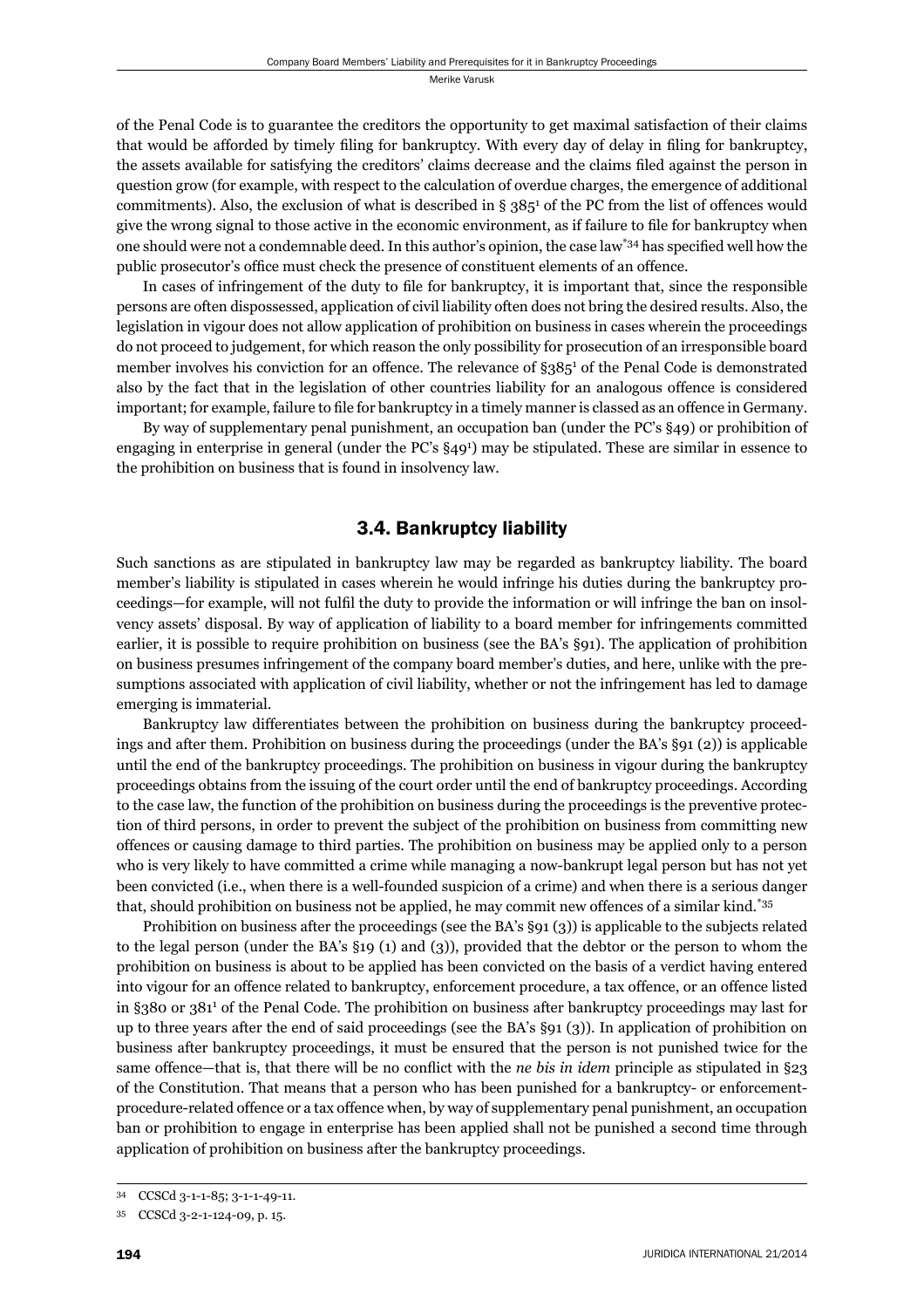of the Penal Code is to guarantee the creditors the opportunity to get maximal satisfaction of their claims that would be afforded by timely filing for bankruptcy. With every day of delay in filing for bankruptcy, the assets available for satisfying the creditors' claims decrease and the claims filed against the person in question grow (for example, with respect to the calculation of overdue charges, the emergence of additional commitments). Also, the exclusion of what is described in § $385^1$ of the PC from the list of offences would give the wrong signal to those active in the economic environment, as if failure to file for bankruptcy when one should were not a condemnable deed. In this author's opinion, the case law[*34] has specified well how the public prosecutor's office must check the presence of constituent elements of an offence.

In cases of infringement of the duty to file for bankruptcy, it is important that, since the responsible persons are often dispossessed, application of civil liability often does not bring the desired results. Also, the legislation in vigour does not allow application of prohibition on business in cases wherein the proceedings do not proceed to judgement, for which reason the only possibility for prosecution of an irresponsible board member involves his conviction for an offence. The relevance of §$385^1$ of the Penal Code is demonstrated also by the fact that in the legislation of other countries liability for an analogous offence is considered important; for example, failure to file for bankruptcy in a timely manner is classed as an offence in Germany.

By way of supplementary penal punishment, an occupation ban (under the PC's §49) or prohibition of engaging in enterprise in general (under the PC's §$49^1$) may be stipulated. These are similar in essence to the prohibition on business that is found in insolvency law.

### 3.4. Bankruptcy liability

Such sanctions as are stipulated in bankruptcy law may be regarded as bankruptcy liability. The board member's liability is stipulated in cases wherein he would infringe his duties during the bankruptcy proceedings—for example, will not fulfil the duty to provide the information or will infringe the ban on insolvency assets' disposal. By way of application of liability to a board member for infringements committed earlier, it is possible to require prohibition on business (see the BA's §91). The application of prohibition on business presumes infringement of the company board member's duties, and here, unlike with the presumptions associated with application of civil liability, whether or not the infringement has led to damage emerging is immaterial.

Bankruptcy law differentiates between the prohibition on business during the bankruptcy proceedings and after them. Prohibition on business during the proceedings (under the BA's §91 (2)) is applicable until the end of the bankruptcy proceedings. The prohibition on business in vigour during the bankruptcy proceedings obtains from the issuing of the court order until the end of bankruptcy proceedings. According to the case law, the function of the prohibition on business during the proceedings is the preventive protection of third persons, in order to prevent the subject of the prohibition on business from committing new offences or causing damage to third parties. The prohibition on business may be applied only to a person who is very likely to have committed a crime while managing a now-bankrupt legal person but has not yet been convicted (i.e., when there is a well-founded suspicion of a crime) and when there is a serious danger that, should prohibition on business not be applied, he may commit new offences of a similar kind.[*35]

Prohibition on business after the proceedings (see the BA's §91 (3)) is applicable to the subjects related to the legal person (under the BA's §19 (1) and (3)), provided that the debtor or the person to whom the prohibition on business is about to be applied has been convicted on the basis of a verdict having entered into vigour for an offence related to bankruptcy, enforcement procedure, a tax offence, or an offence listed in §380 or $381^1$ of the Penal Code. The prohibition on business after bankruptcy proceedings may last for up to three years after the end of said proceedings (see the BA's §91 (3)). In application of prohibition on business after bankruptcy proceedings, it must be ensured that the person is not punished twice for the same offence—that is, that there will be no conflict with the *ne bis in idem* principle as stipulated in §23 of the Constitution. That means that a person who has been punished for a bankruptcy- or enforcement-procedure-related offence or a tax offence when, by way of supplementary penal punishment, an occupation ban or prohibition to engage in enterprise has been applied shall not be punished a second time through application of prohibition on business after the bankruptcy proceedings.

---

34 CCSCd 3-1-1-85; 3-1-1-49-11.

35 CCSCd 3-2-1-124-09, p. 15.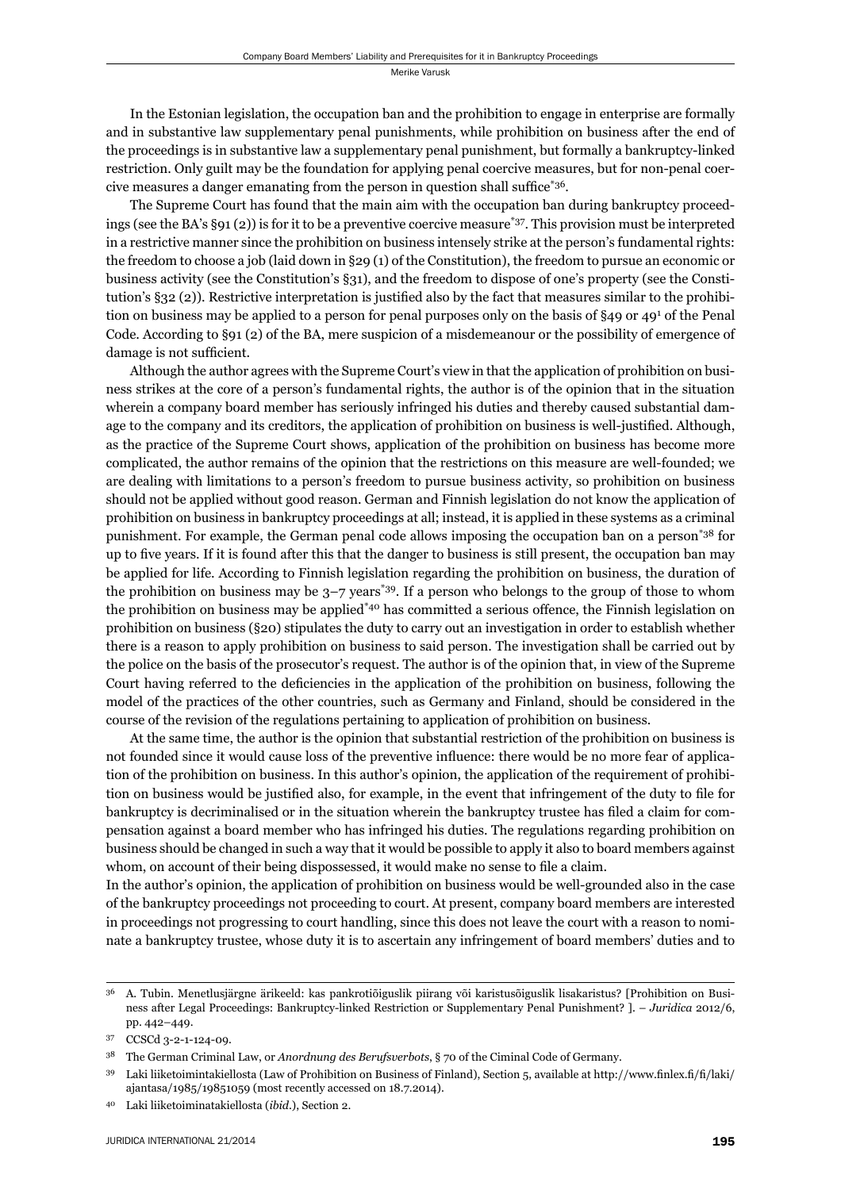In the Estonian legislation, the occupation ban and the prohibition to engage in enterprise are formally and in substantive law supplementary penal punishments, while prohibition on business after the end of the proceedings is in substantive law a supplementary penal punishment, but formally a bankruptcy-linked restriction. Only guilt may be the foundation for applying penal coercive measures, but for non-penal coercive measures a danger emanating from the person in question shall suffice[*36].

The Supreme Court has found that the main aim with the occupation ban during bankruptcy proceedings (see the BA's §91 (2)) is for it to be a preventive coercive measure[*37]. This provision must be interpreted in a restrictive manner since the prohibition on business intensely strike at the person's fundamental rights: the freedom to choose a job (laid down in §29 (1) of the Constitution), the freedom to pursue an economic or business activity (see the Constitution's §31), and the freedom to dispose of one's property (see the Constitution's §32 (2)). Restrictive interpretation is justified also by the fact that measures similar to the prohibition on business may be applied to a person for penal purposes only on the basis of §49 or 49[1] of the Penal Code. According to §91 (2) of the BA, mere suspicion of a misdemeanour or the possibility of emergence of damage is not sufficient.

Although the author agrees with the Supreme Court's view in that the application of prohibition on business strikes at the core of a person's fundamental rights, the author is of the opinion that in the situation wherein a company board member has seriously infringed his duties and thereby caused substantial damage to the company and its creditors, the application of prohibition on business is well-justified. Although, as the practice of the Supreme Court shows, application of the prohibition on business has become more complicated, the author remains of the opinion that the restrictions on this measure are well-founded; we are dealing with limitations to a person's freedom to pursue business activity, so prohibition on business should not be applied without good reason. German and Finnish legislation do not know the application of prohibition on business in bankruptcy proceedings at all; instead, it is applied in these systems as a criminal punishment. For example, the German penal code allows imposing the occupation ban on a person[*38] for up to five years. If it is found after this that the danger to business is still present, the occupation ban may be applied for life. According to Finnish legislation regarding the prohibition on business, the duration of the prohibition on business may be 3–7 years[*39]. If a person who belongs to the group of those to whom the prohibition on business may be applied[*40] has committed a serious offence, the Finnish legislation on prohibition on business (§20) stipulates the duty to carry out an investigation in order to establish whether there is a reason to apply prohibition on business to said person. The investigation shall be carried out by the police on the basis of the prosecutor's request. The author is of the opinion that, in view of the Supreme Court having referred to the deficiencies in the application of the prohibition on business, following the model of the practices of the other countries, such as Germany and Finland, should be considered in the course of the revision of the regulations pertaining to application of prohibition on business.

At the same time, the author is the opinion that substantial restriction of the prohibition on business is not founded since it would cause loss of the preventive influence: there would be no more fear of application of the prohibition on business. In this author's opinion, the application of the requirement of prohibition on business would be justified also, for example, in the event that infringement of the duty to file for bankruptcy is decriminalised or in the situation wherein the bankruptcy trustee has filed a claim for compensation against a board member who has infringed his duties. The regulations regarding prohibition on business should be changed in such a way that it would be possible to apply it also to board members against whom, on account of their being dispossessed, it would make no sense to file a claim.

In the author's opinion, the application of prohibition on business would be well-grounded also in the case of the bankruptcy proceedings not proceeding to court. At present, company board members are interested in proceedings not progressing to court handling, since this does not leave the court with a reason to nominate a bankruptcy trustee, whose duty it is to ascertain any infringement of board members' duties and to

---

36 A. Tubin. Menetlusjärgne ärikeeld: kas pankrotiõiguslik piirang või karistusõiguslik lisakaristus? [Prohibition on Business after Legal Proceedings: Bankruptcy-linked Restriction or Supplementary Penal Punishment? ]. – *Juridica* 2012/6, pp. 442–449.

37 CCSCd 3-2-1-124-09.

38 The German Criminal Law, or *Anordnung des Berufsverbots*, § 70 of the Ciminal Code of Germany.

39 Laki liiketoimintakiellosta (Law of Prohibition on Business of Finland), Section 5, available at http://www.finlex.fi/fi/laki/ajantasa/1985/19851059 (most recently accessed on 18.7.2014).

40 Laki liiketoiminatakiellosta (*ibid.*), Section 2.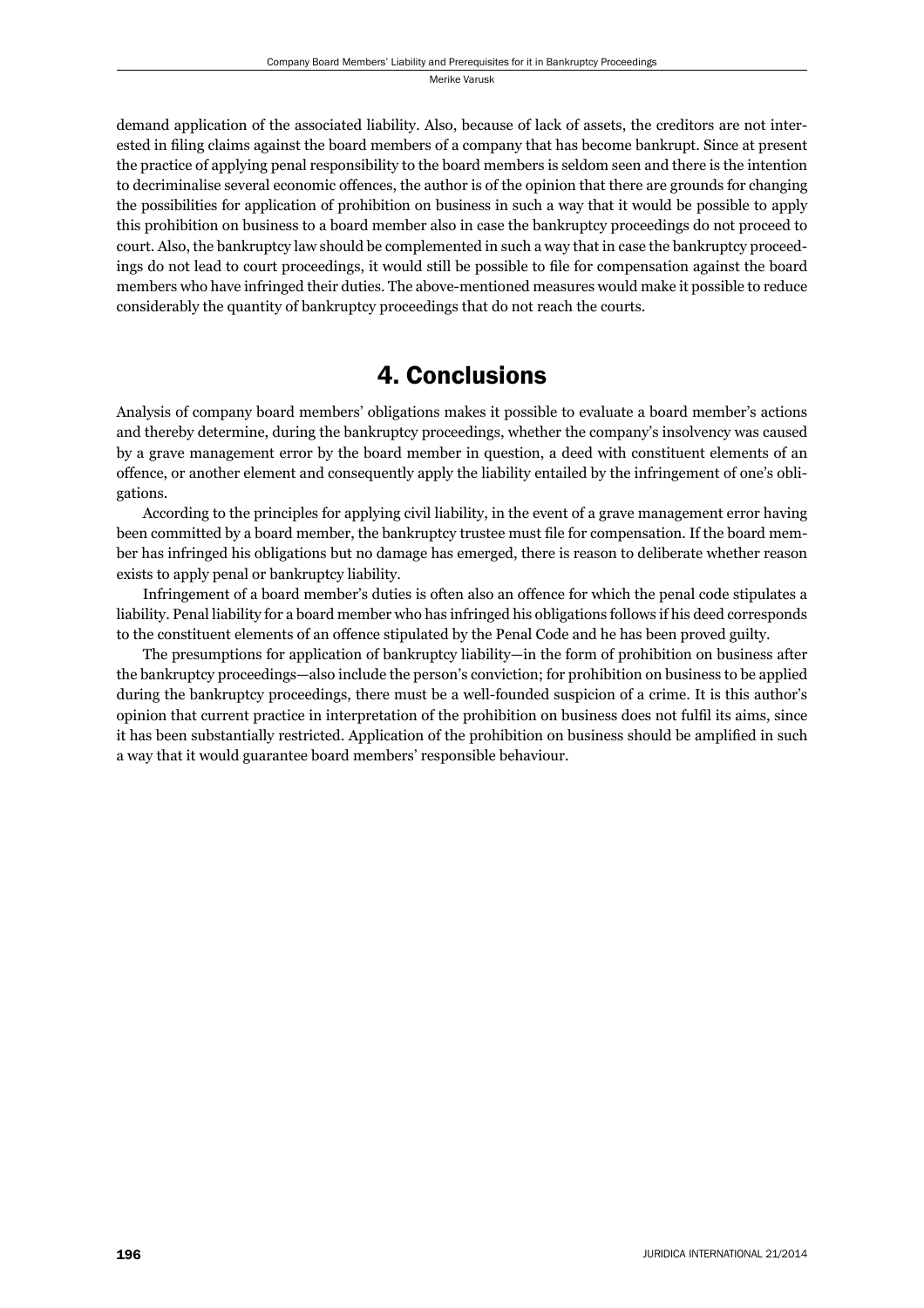demand application of the associated liability. Also, because of lack of assets, the creditors are not interested in filing claims against the board members of a company that has become bankrupt. Since at present the practice of applying penal responsibility to the board members is seldom seen and there is the intention to decriminalise several economic offences, the author is of the opinion that there are grounds for changing the possibilities for application of prohibition on business in such a way that it would be possible to apply this prohibition on business to a board member also in case the bankruptcy proceedings do not proceed to court. Also, the bankruptcy law should be complemented in such a way that in case the bankruptcy proceedings do not lead to court proceedings, it would still be possible to file for compensation against the board members who have infringed their duties. The above-mentioned measures would make it possible to reduce considerably the quantity of bankruptcy proceedings that do not reach the courts.

## 4. Conclusions

Analysis of company board members' obligations makes it possible to evaluate a board member's actions and thereby determine, during the bankruptcy proceedings, whether the company's insolvency was caused by a grave management error by the board member in question, a deed with constituent elements of an offence, or another element and consequently apply the liability entailed by the infringement of one's obligations.

According to the principles for applying civil liability, in the event of a grave management error having been committed by a board member, the bankruptcy trustee must file for compensation. If the board member has infringed his obligations but no damage has emerged, there is reason to deliberate whether reason exists to apply penal or bankruptcy liability.

Infringement of a board member's duties is often also an offence for which the penal code stipulates a liability. Penal liability for a board member who has infringed his obligations follows if his deed corresponds to the constituent elements of an offence stipulated by the Penal Code and he has been proved guilty.

The presumptions for application of bankruptcy liability—in the form of prohibition on business after the bankruptcy proceedings—also include the person's conviction; for prohibition on business to be applied during the bankruptcy proceedings, there must be a well-founded suspicion of a crime. It is this author's opinion that current practice in interpretation of the prohibition on business does not fulfil its aims, since it has been substantially restricted. Application of the prohibition on business should be amplified in such a way that it would guarantee board members' responsible behaviour.